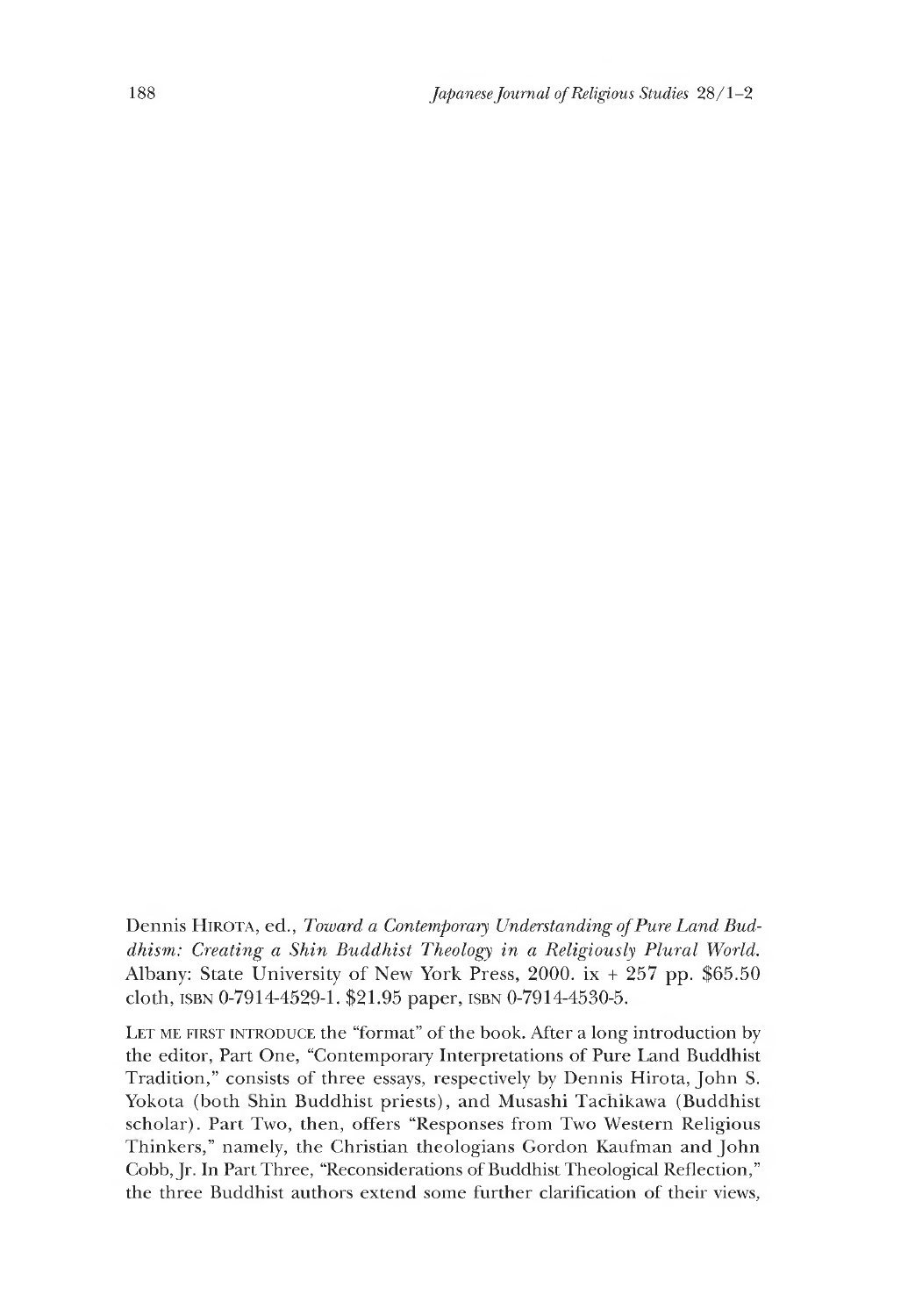Dennis HIROTA, ed., *Toward a Contemporary Understanding of Pure Land Buddhism: Creating a Shin Buddhist Theology in a Religiously Plural World.* Albany: State University of New York Press, 2000. ix + 257 pp. $65.50 cloth, ISBN 0-7914-4529-1. $21.95 paper, ISBN 0-7914-4530-5.

LET ME FIRST INTRODUCE the "format" of the book. After a long introduction by the editor, Part One, "Contemporary Interpretations of Pure Land Buddhist Tradition," consists of three essays, respectively by Dennis Hirota, John S. Yokota (both Shin Buddhist priests), and Musashi Tachikawa (Buddhist scholar). Part Two, then, offers "Responses from Two Western Religious Thinkers," namely, the Christian theologians Gordon Kaufman and John Cobb, Jr. In Part Three, "Reconsiderations of Buddhist Theological Reflection," the three Buddhist authors extend some further clarification of their views,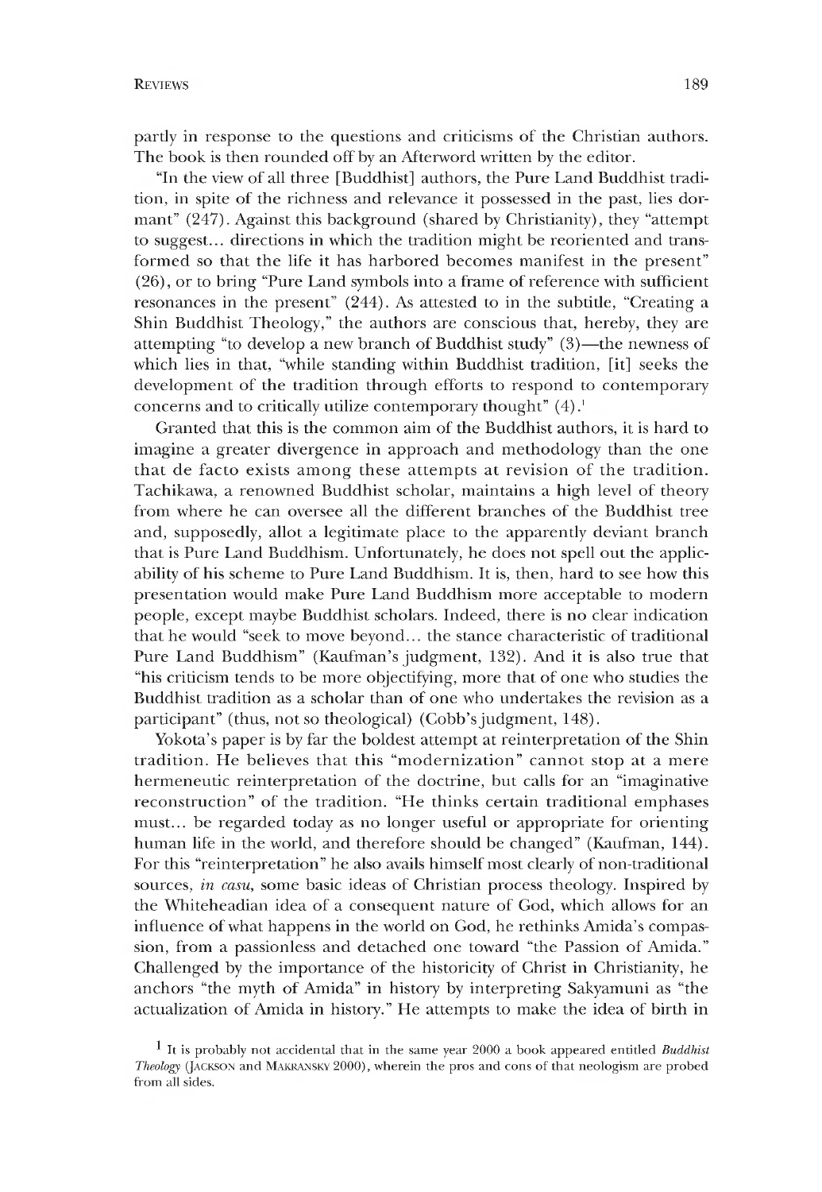partly in response to the questions and criticisms of the Christian authors. The book is then rounded off by an Afterword written by the editor.

"In the view of all three [Buddhist] authors, the Pure Land Buddhist tradition, in spite of the richness and relevance it possessed in the past, lies dormant" (247). Against this background (shared by Christianity), they "attempt to suggest... directions in which the tradition might be reoriented and transformed so that the life it has harbored becomes manifest in the present" (26), or to bring "Pure Land symbols into a frame of reference with sufficient resonances in the present" (244). As attested to in the subtitle, "Creating a Shin Buddhist Theology," the authors are conscious that, hereby, they are attempting "to develop a new branch of Buddhist study" (3)—the newness of which lies in that, "while standing within Buddhist tradition, [it] seeks the development of the tradition through efforts to respond to contemporary concerns and to critically utilize contemporary thought" (4).[1]

Granted that this is the common aim of the Buddhist authors, it is hard to imagine a greater divergence in approach and methodology than the one that de facto exists among these attempts at revision of the tradition. Tachikawa, a renowned Buddhist scholar, maintains a high level of theory from where he can oversee all the different branches of the Buddhist tree and, supposedly, allot a legitimate place to the apparently deviant branch that is Pure Land Buddhism. Unfortunately, he does not spell out the applicability of his scheme to Pure Land Buddhism. It is, then, hard to see how this presentation would make Pure Land Buddhism more acceptable to modern people, except maybe Buddhist scholars. Indeed, there is no clear indication that he would "seek to move beyond... the stance characteristic of traditional Pure Land Buddhism" (Kaufman's judgment, 132). And it is also true that "his criticism tends to be more objectifying, more that of one who studies the Buddhist tradition as a scholar than of one who undertakes the revision as a participant" (thus, not so theological) (Cobb's judgment, 148).

Yokota's paper is by far the boldest attempt at reinterpretation of the Shin tradition. He believes that this "modernization" cannot stop at a mere hermeneutic reinterpretation of the doctrine, but calls for an "imaginative reconstruction" of the tradition. "He thinks certain traditional emphases must... be regarded today as no longer useful or appropriate for orienting human life in the world, and therefore should be changed" (Kaufman, 144). For this "reinterpretation" he also avails himself most clearly of non-traditional sources, *in casu*, some basic ideas of Christian process theology. Inspired by the Whiteheadian idea of a consequent nature of God, which allows for an influence of what happens in the world on God, he rethinks Amida's compassion, from a passionless and detached one toward "the Passion of Amida." Challenged by the importance of the historicity of Christ in Christianity, he anchors "the myth of Amida" in history by interpreting Sakyamuni as "the actualization of Amida in history." He attempts to make the idea of birth in

[1] It is probably not accidental that in the same year 2000 a book appeared entitled *Buddhist Theology* (JACKSON and MAKRANSKY 2000), wherein the pros and cons of that neologism are probed from all sides.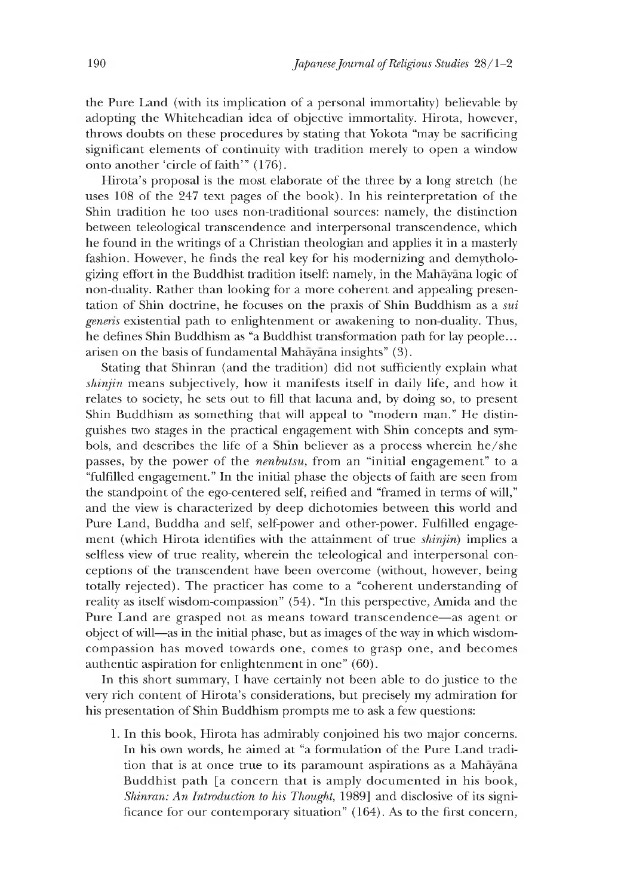the Pure Land (with its implication of a personal immortality) believable by adopting the Whiteheadian idea of objective immortality. Hirota, however, throws doubts on these procedures by stating that Yokota "may be sacrificing significant elements of continuity with tradition merely to open a window onto another 'circle of faith'" (176).

Hirota's proposal is the most elaborate of the three by a long stretch (he uses 108 of the 247 text pages of the book). In his reinterpretation of the Shin tradition he too uses non-traditional sources: namely, the distinction between teleological transcendence and interpersonal transcendence, which he found in the writings of a Christian theologian and applies it in a masterly fashion. However, he finds the real key for his modernizing and demythologizing effort in the Buddhist tradition itself: namely, in the Mahāyāna logic of non-duality. Rather than looking for a more coherent and appealing presentation of Shin doctrine, he focuses on the praxis of Shin Buddhism as a *sui generis* existential path to enlightenment or awakening to non-duality. Thus, he defines Shin Buddhism as "a Buddhist transformation path for lay people... arisen on the basis of fundamental Mahāyāna insights" (3).

Stating that Shinran (and the tradition) did not sufficiently explain what *shinjin* means subjectively, how it manifests itself in daily life, and how it relates to society, he sets out to fill that lacuna and, by doing so, to present Shin Buddhism as something that will appeal to "modern man." He distinguishes two stages in the practical engagement with Shin concepts and symbols, and describes the life of a Shin believer as a process wherein he/she passes, by the power of the *nenbutsu*, from an "initial engagement" to a "fulfilled engagement." In the initial phase the objects of faith are seen from the standpoint of the ego-centered self, reified and "framed in terms of will," and the view is characterized by deep dichotomies between this world and Pure Land, Buddha and self, self-power and other-power. Fulfilled engagement (which Hirota identifies with the attainment of true *shinjin*) implies a selfless view of true reality, wherein the teleological and interpersonal conceptions of the transcendent have been overcome (without, however, being totally rejected). The practicer has come to a "coherent understanding of reality as itself wisdom-compassion" (54). "In this perspective, Amida and the Pure Land are grasped not as means toward transcendence—as agent or object of will—as in the initial phase, but as images of the way in which wisdom-compassion has moved towards one, comes to grasp one, and becomes authentic aspiration for enlightenment in one" (60).

In this short summary, I have certainly not been able to do justice to the very rich content of Hirota's considerations, but precisely my admiration for his presentation of Shin Buddhism prompts me to ask a few questions:

1. In this book, Hirota has admirably conjoined his two major concerns. In his own words, he aimed at "a formulation of the Pure Land tradition that is at once true to its paramount aspirations as a Mahāyāna Buddhist path [a concern that is amply documented in his book, *Shinran: An Introduction to his Thought*, 1989] and disclosive of its significance for our contemporary situation" (164). As to the first concern,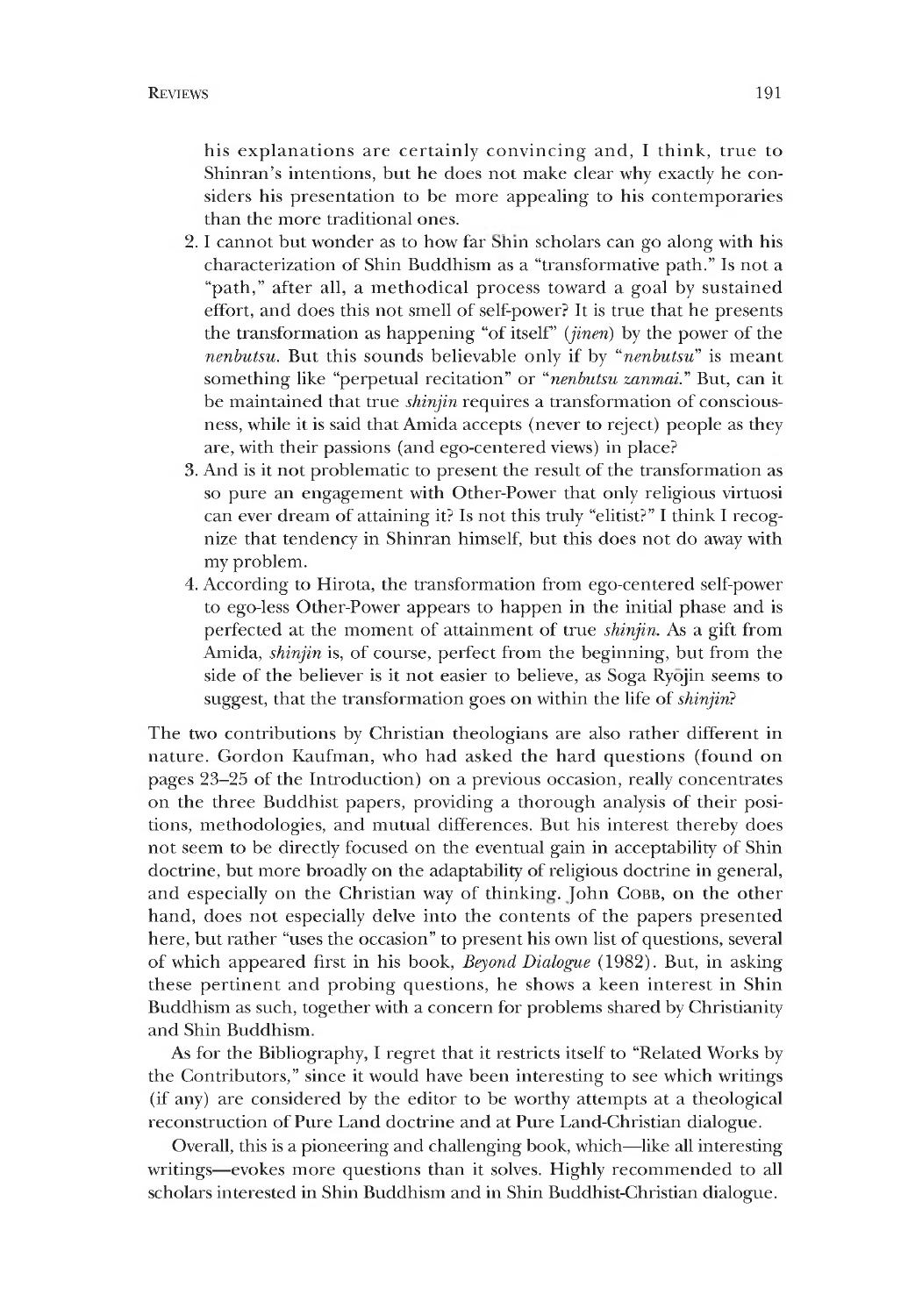his explanations are certainly convincing and, I think, true to Shinran's intentions, but he does not make clear why exactly he considers his presentation to be more appealing to his contemporaries than the more traditional ones.

2. I cannot but wonder as to how far Shin scholars can go along with his characterization of Shin Buddhism as a "transformative path." Is not a "path," after all, a methodical process toward a goal by sustained effort, and does this not smell of self-power? It is true that he presents the transformation as happening "of itself" (*jinen*) by the power of the *nenbutsu*. But this sounds believable only if by "*nenbutsu*" is meant something like "perpetual recitation" or "*nenbutsu zanmai*." But, can it be maintained that true *shinjin* requires a transformation of consciousness, while it is said that Amida accepts (never to reject) people as they are, with their passions (and ego-centered views) in place?
3. And is it not problematic to present the result of the transformation as so pure an engagement with Other-Power that only religious virtuosi can ever dream of attaining it? Is not this truly "elitist?" I think I recognize that tendency in Shinran himself, but this does not do away with my problem.
4. According to Hirota, the transformation from ego-centered self-power to ego-less Other-Power appears to happen in the initial phase and is perfected at the moment of attainment of true *shinjin*. As a gift from Amida, *shinjin* is, of course, perfect from the beginning, but from the side of the believer is it not easier to believe, as Soga Ryōjin seems to suggest, that the transformation goes on within the life of *shinjin*?

The two contributions by Christian theologians are also rather different in nature. Gordon Kaufman, who had asked the hard questions (found on pages 23–25 of the Introduction) on a previous occasion, really concentrates on the three Buddhist papers, providing a thorough analysis of their positions, methodologies, and mutual differences. But his interest thereby does not seem to be directly focused on the eventual gain in acceptability of Shin doctrine, but more broadly on the adaptability of religious doctrine in general, and especially on the Christian way of thinking. John Cobb, on the other hand, does not especially delve into the contents of the papers presented here, but rather "uses the occasion" to present his own list of questions, several of which appeared first in his book, *Beyond Dialogue* (1982). But, in asking these pertinent and probing questions, he shows a keen interest in Shin Buddhism as such, together with a concern for problems shared by Christianity and Shin Buddhism.

As for the Bibliography, I regret that it restricts itself to "Related Works by the Contributors," since it would have been interesting to see which writings (if any) are considered by the editor to be worthy attempts at a theological reconstruction of Pure Land doctrine and at Pure Land-Christian dialogue.

Overall, this is a pioneering and challenging book, which—like all interesting writings—evokes more questions than it solves. Highly recommended to all scholars interested in Shin Buddhism and in Shin Buddhist-Christian dialogue.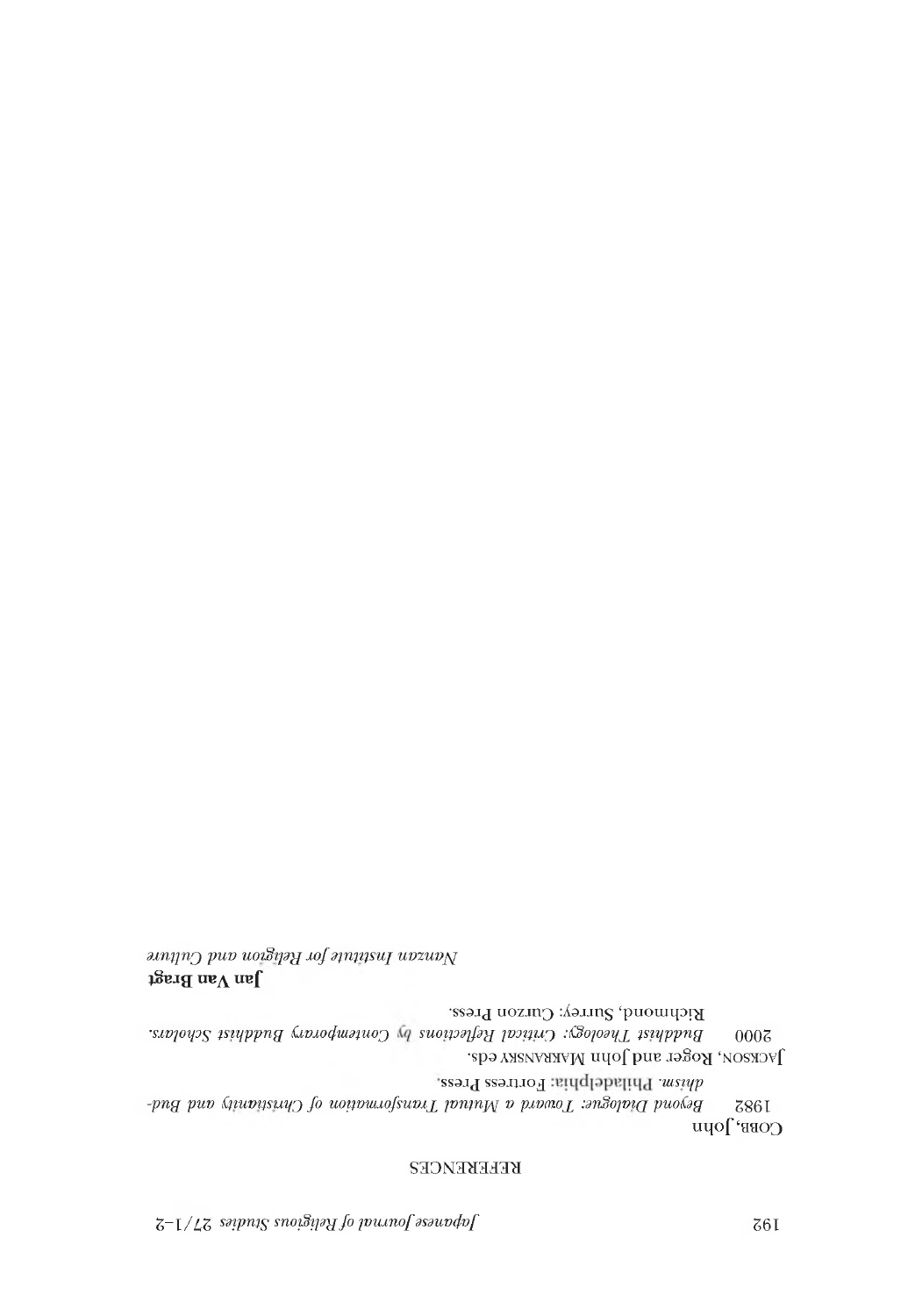REFERENCES

COBB, John

1982 *Beyond Dialogue: Toward a Mutual Transformation of Christianity and Buddhism*. Philadelphia: Fortress Press.

JACKSON, Roger and John MAKRANSKY eds.

2000 *Buddhist Theology: Critical Reflections by Contemporary Buddhist Scholars*. Richmond, Surrey: Curzon Press.

**Jan Van Bragt**
*Nanzan Institute for Religion and Culture*